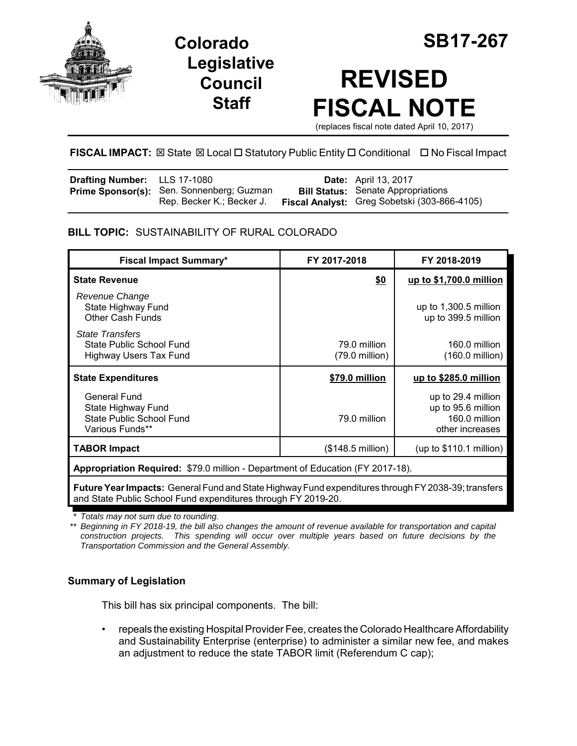# Colorado Legislative Council Staff

# SB17-267

# REVISED FISCAL NOTE

(replaces fiscal note dated April 10, 2017)

**FISCAL IMPACT:** ☒ State ☒ Local ☐ Statutory Public Entity ☐ Conditional ☐ No Fiscal Impact

| | | | |
|---|---|---|---|
| **Drafting Number:** | LLS 17-1080 | **Date:** | April 13, 2017 |
| **Prime Sponsor(s):** | Sen. Sonnenberg; Guzman<br>Rep. Becker K.; Becker J. | **Bill Status:**<br>**Fiscal Analyst:** | Senate Appropriations<br>Greg Sobetski (303-866-4105) |

**BILL TOPIC:** SUSTAINABILITY OF RURAL COLORADO

| Fiscal Impact Summary* | FY 2017-2018 | FY 2018-2019 |
|---|---|---|
| **State Revenue** | **$0** | **up to $1,700.0 million** |
| *Revenue Change* | | |
| State Highway Fund | | up to 1,300.5 million |
| Other Cash Funds | | up to 399.5 million |
| *State Transfers* | | |
| State Public School Fund | 79.0 million | 160.0 million |
| Highway Users Tax Fund | (79.0 million) | (160.0 million) |
| **State Expenditures** | **$79.0 million** | **up to $285.0 million** |
| General Fund | | up to 29.4 million |
| State Highway Fund | | up to 95.6 million |
| State Public School Fund | 79.0 million | 160.0 million |
| Various Funds** | | other increases |
| **TABOR Impact** | ($148.5 million) | (up to $110.1 million) |
| **Appropriation Required:** $79.0 million - Department of Education (FY 2017-18). | | |
| **Future Year Impacts:** General Fund and State Highway Fund expenditures through FY 2038-39; transfers and State Public School Fund expenditures through FY 2019-20. | | |

*\* Totals may not sum due to rounding.*

*\*\* Beginning in FY 2018-19, the bill also changes the amount of revenue available for transportation and capital construction projects. This spending will occur over multiple years based on future decisions by the Transportation Commission and the General Assembly.*

### Summary of Legislation

This bill has six principal components. The bill:

- repeals the existing Hospital Provider Fee, creates the Colorado Healthcare Affordability and Sustainability Enterprise (enterprise) to administer a similar new fee, and makes an adjustment to reduce the state TABOR limit (Referendum C cap);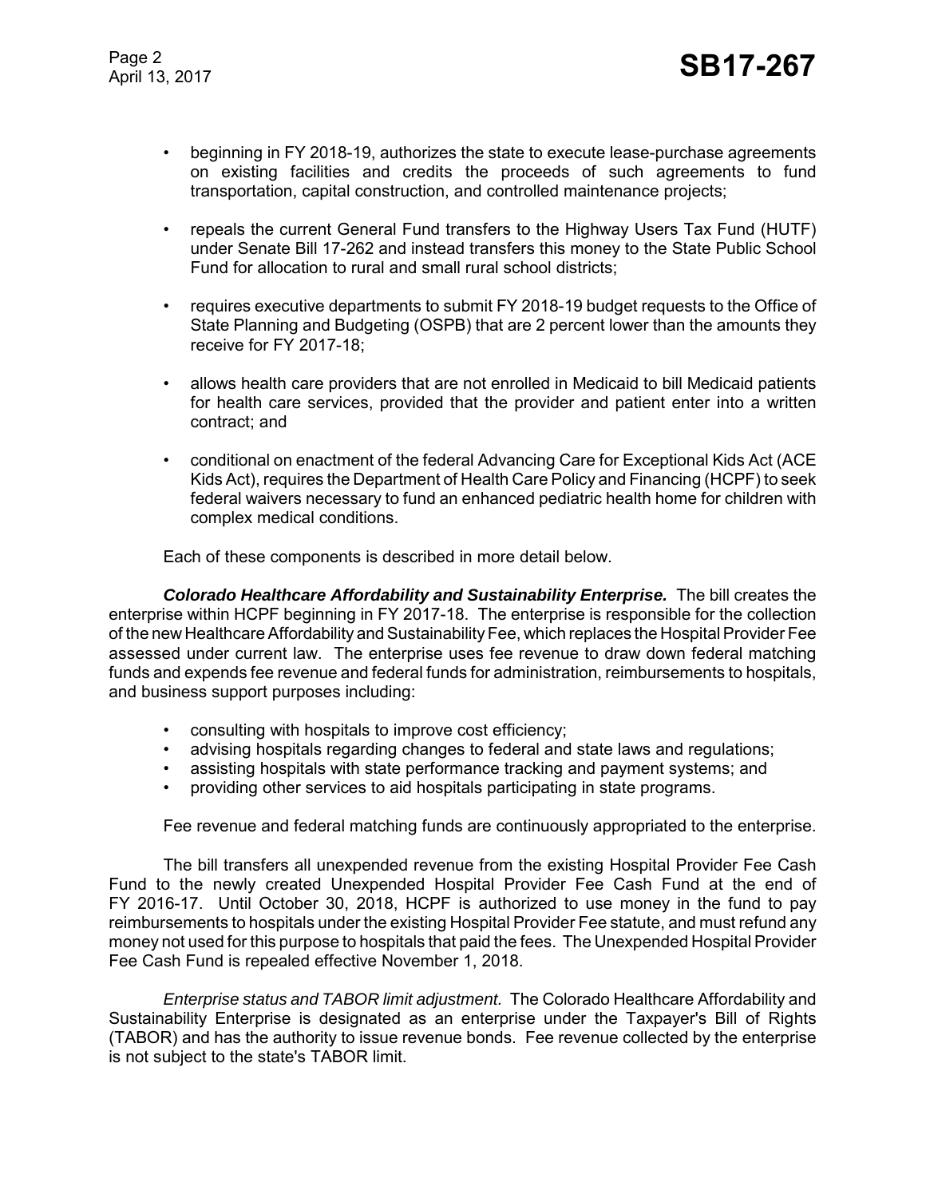- beginning in FY 2018-19, authorizes the state to execute lease-purchase agreements on existing facilities and credits the proceeds of such agreements to fund transportation, capital construction, and controlled maintenance projects;
- repeals the current General Fund transfers to the Highway Users Tax Fund (HUTF) under Senate Bill 17-262 and instead transfers this money to the State Public School Fund for allocation to rural and small rural school districts;
- requires executive departments to submit FY 2018-19 budget requests to the Office of State Planning and Budgeting (OSPB) that are 2 percent lower than the amounts they receive for FY 2017-18;
- allows health care providers that are not enrolled in Medicaid to bill Medicaid patients for health care services, provided that the provider and patient enter into a written contract; and
- conditional on enactment of the federal Advancing Care for Exceptional Kids Act (ACE Kids Act), requires the Department of Health Care Policy and Financing (HCPF) to seek federal waivers necessary to fund an enhanced pediatric health home for children with complex medical conditions.

Each of these components is described in more detail below.

***Colorado Healthcare Affordability and Sustainability Enterprise.*** The bill creates the enterprise within HCPF beginning in FY 2017-18. The enterprise is responsible for the collection of the new Healthcare Affordability and Sustainability Fee, which replaces the Hospital Provider Fee assessed under current law. The enterprise uses fee revenue to draw down federal matching funds and expends fee revenue and federal funds for administration, reimbursements to hospitals, and business support purposes including:

- consulting with hospitals to improve cost efficiency;
- advising hospitals regarding changes to federal and state laws and regulations;
- assisting hospitals with state performance tracking and payment systems; and
- providing other services to aid hospitals participating in state programs.

Fee revenue and federal matching funds are continuously appropriated to the enterprise.

The bill transfers all unexpended revenue from the existing Hospital Provider Fee Cash Fund to the newly created Unexpended Hospital Provider Fee Cash Fund at the end of FY 2016-17. Until October 30, 2018, HCPF is authorized to use money in the fund to pay reimbursements to hospitals under the existing Hospital Provider Fee statute, and must refund any money not used for this purpose to hospitals that paid the fees. The Unexpended Hospital Provider Fee Cash Fund is repealed effective November 1, 2018.

*Enterprise status and TABOR limit adjustment.* The Colorado Healthcare Affordability and Sustainability Enterprise is designated as an enterprise under the Taxpayer's Bill of Rights (TABOR) and has the authority to issue revenue bonds. Fee revenue collected by the enterprise is not subject to the state's TABOR limit.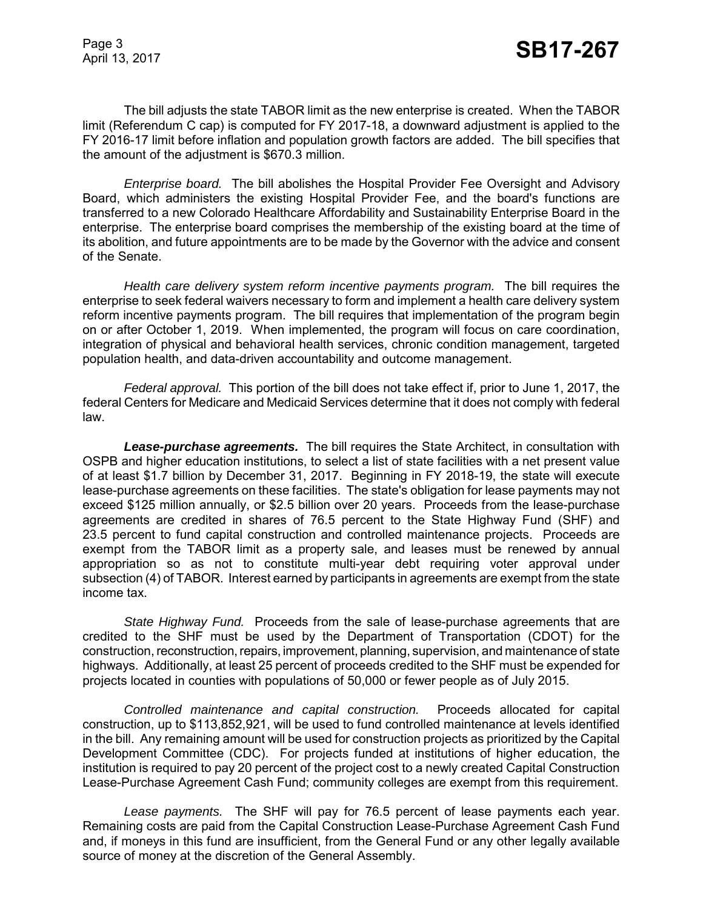The bill adjusts the state TABOR limit as the new enterprise is created. When the TABOR limit (Referendum C cap) is computed for FY 2017-18, a downward adjustment is applied to the FY 2016-17 limit before inflation and population growth factors are added. The bill specifies that the amount of the adjustment is $670.3 million.

*Enterprise board.* The bill abolishes the Hospital Provider Fee Oversight and Advisory Board, which administers the existing Hospital Provider Fee, and the board's functions are transferred to a new Colorado Healthcare Affordability and Sustainability Enterprise Board in the enterprise. The enterprise board comprises the membership of the existing board at the time of its abolition, and future appointments are to be made by the Governor with the advice and consent of the Senate.

*Health care delivery system reform incentive payments program.* The bill requires the enterprise to seek federal waivers necessary to form and implement a health care delivery system reform incentive payments program. The bill requires that implementation of the program begin on or after October 1, 2019. When implemented, the program will focus on care coordination, integration of physical and behavioral health services, chronic condition management, targeted population health, and data-driven accountability and outcome management.

*Federal approval.* This portion of the bill does not take effect if, prior to June 1, 2017, the federal Centers for Medicare and Medicaid Services determine that it does not comply with federal law.

***Lease-purchase agreements.*** The bill requires the State Architect, in consultation with OSPB and higher education institutions, to select a list of state facilities with a net present value of at least $1.7 billion by December 31, 2017. Beginning in FY 2018-19, the state will execute lease-purchase agreements on these facilities. The state's obligation for lease payments may not exceed $125 million annually, or $2.5 billion over 20 years. Proceeds from the lease-purchase agreements are credited in shares of 76.5 percent to the State Highway Fund (SHF) and 23.5 percent to fund capital construction and controlled maintenance projects. Proceeds are exempt from the TABOR limit as a property sale, and leases must be renewed by annual appropriation so as not to constitute multi-year debt requiring voter approval under subsection (4) of TABOR. Interest earned by participants in agreements are exempt from the state income tax.

*State Highway Fund.* Proceeds from the sale of lease-purchase agreements that are credited to the SHF must be used by the Department of Transportation (CDOT) for the construction, reconstruction, repairs, improvement, planning, supervision, and maintenance of state highways. Additionally, at least 25 percent of proceeds credited to the SHF must be expended for projects located in counties with populations of 50,000 or fewer people as of July 2015.

*Controlled maintenance and capital construction.* Proceeds allocated for capital construction, up to $113,852,921, will be used to fund controlled maintenance at levels identified in the bill. Any remaining amount will be used for construction projects as prioritized by the Capital Development Committee (CDC). For projects funded at institutions of higher education, the institution is required to pay 20 percent of the project cost to a newly created Capital Construction Lease-Purchase Agreement Cash Fund; community colleges are exempt from this requirement.

*Lease payments.* The SHF will pay for 76.5 percent of lease payments each year. Remaining costs are paid from the Capital Construction Lease-Purchase Agreement Cash Fund and, if moneys in this fund are insufficient, from the General Fund or any other legally available source of money at the discretion of the General Assembly.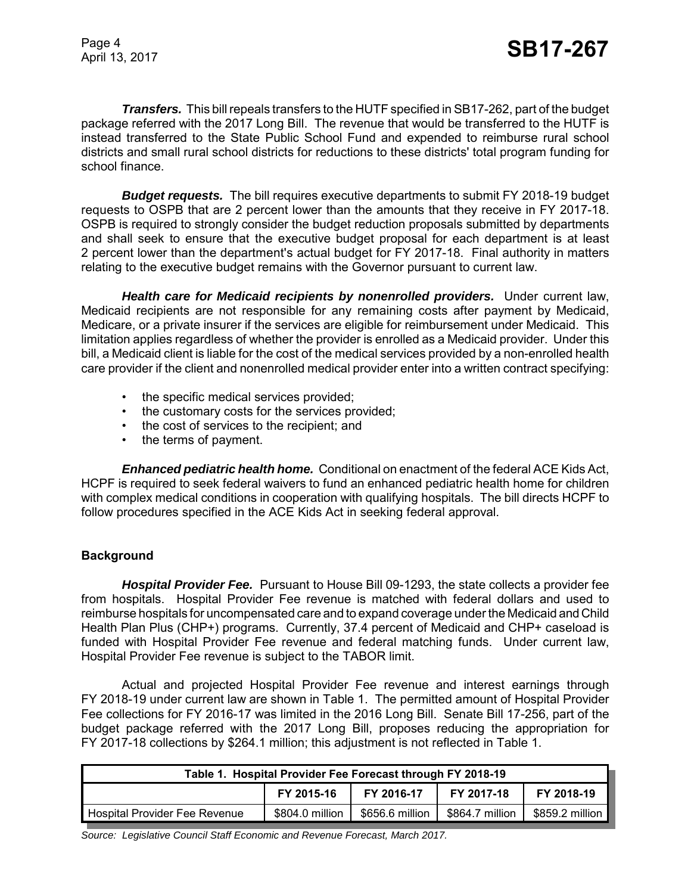***Transfers.*** This bill repeals transfers to the HUTF specified in SB17-262, part of the budget package referred with the 2017 Long Bill. The revenue that would be transferred to the HUTF is instead transferred to the State Public School Fund and expended to reimburse rural school districts and small rural school districts for reductions to these districts' total program funding for school finance.

***Budget requests.*** The bill requires executive departments to submit FY 2018-19 budget requests to OSPB that are 2 percent lower than the amounts that they receive in FY 2017-18. OSPB is required to strongly consider the budget reduction proposals submitted by departments and shall seek to ensure that the executive budget proposal for each department is at least 2 percent lower than the department's actual budget for FY 2017-18. Final authority in matters relating to the executive budget remains with the Governor pursuant to current law.

***Health care for Medicaid recipients by nonenrolled providers.*** Under current law, Medicaid recipients are not responsible for any remaining costs after payment by Medicaid, Medicare, or a private insurer if the services are eligible for reimbursement under Medicaid. This limitation applies regardless of whether the provider is enrolled as a Medicaid provider. Under this bill, a Medicaid client is liable for the cost of the medical services provided by a non-enrolled health care provider if the client and nonenrolled medical provider enter into a written contract specifying:

- the specific medical services provided;
- the customary costs for the services provided;
- the cost of services to the recipient; and
- the terms of payment.

***Enhanced pediatric health home.*** Conditional on enactment of the federal ACE Kids Act, HCPF is required to seek federal waivers to fund an enhanced pediatric health home for children with complex medical conditions in cooperation with qualifying hospitals. The bill directs HCPF to follow procedures specified in the ACE Kids Act in seeking federal approval.

**Background**

***Hospital Provider Fee.*** Pursuant to House Bill 09-1293, the state collects a provider fee from hospitals. Hospital Provider Fee revenue is matched with federal dollars and used to reimburse hospitals for uncompensated care and to expand coverage under the Medicaid and Child Health Plan Plus (CHP+) programs. Currently, 37.4 percent of Medicaid and CHP+ caseload is funded with Hospital Provider Fee revenue and federal matching funds. Under current law, Hospital Provider Fee revenue is subject to the TABOR limit.

Actual and projected Hospital Provider Fee revenue and interest earnings through FY 2018-19 under current law are shown in Table 1. The permitted amount of Hospital Provider Fee collections for FY 2016-17 was limited in the 2016 Long Bill. Senate Bill 17-256, part of the budget package referred with the 2017 Long Bill, proposes reducing the appropriation for FY 2017-18 collections by $264.1 million; this adjustment is not reflected in Table 1.

**Table 1. Hospital Provider Fee Forecast through FY 2018-19**

| | FY 2015-16 | FY 2016-17 | FY 2017-18 | FY 2018-19 |
|---|---|---|---|---|
| Hospital Provider Fee Revenue | $804.0 million | $656.6 million | $864.7 million | $859.2 million |

*Source: Legislative Council Staff Economic and Revenue Forecast, March 2017.*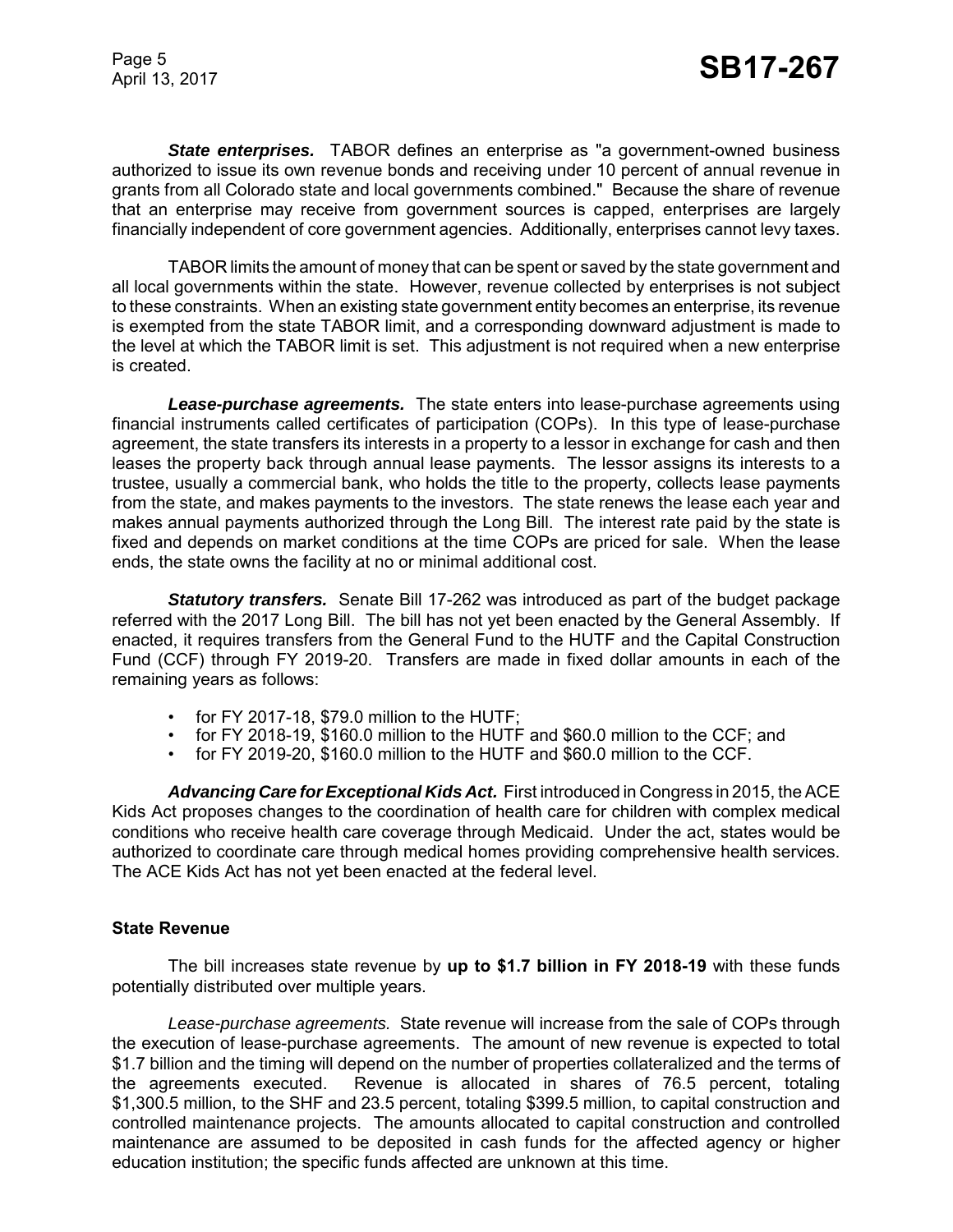***State enterprises.*** TABOR defines an enterprise as "a government-owned business authorized to issue its own revenue bonds and receiving under 10 percent of annual revenue in grants from all Colorado state and local governments combined." Because the share of revenue that an enterprise may receive from government sources is capped, enterprises are largely financially independent of core government agencies. Additionally, enterprises cannot levy taxes.

TABOR limits the amount of money that can be spent or saved by the state government and all local governments within the state. However, revenue collected by enterprises is not subject to these constraints. When an existing state government entity becomes an enterprise, its revenue is exempted from the state TABOR limit, and a corresponding downward adjustment is made to the level at which the TABOR limit is set. This adjustment is not required when a new enterprise is created.

***Lease-purchase agreements.*** The state enters into lease-purchase agreements using financial instruments called certificates of participation (COPs). In this type of lease-purchase agreement, the state transfers its interests in a property to a lessor in exchange for cash and then leases the property back through annual lease payments. The lessor assigns its interests to a trustee, usually a commercial bank, who holds the title to the property, collects lease payments from the state, and makes payments to the investors. The state renews the lease each year and makes annual payments authorized through the Long Bill. The interest rate paid by the state is fixed and depends on market conditions at the time COPs are priced for sale. When the lease ends, the state owns the facility at no or minimal additional cost.

***Statutory transfers.*** Senate Bill 17-262 was introduced as part of the budget package referred with the 2017 Long Bill. The bill has not yet been enacted by the General Assembly. If enacted, it requires transfers from the General Fund to the HUTF and the Capital Construction Fund (CCF) through FY 2019-20. Transfers are made in fixed dollar amounts in each of the remaining years as follows:

- for FY 2017-18, $79.0 million to the HUTF;
- for FY 2018-19, $160.0 million to the HUTF and $60.0 million to the CCF; and
- for FY 2019-20, $160.0 million to the HUTF and $60.0 million to the CCF.

***Advancing Care for Exceptional Kids Act.*** First introduced in Congress in 2015, the ACE Kids Act proposes changes to the coordination of health care for children with complex medical conditions who receive health care coverage through Medicaid. Under the act, states would be authorized to coordinate care through medical homes providing comprehensive health services. The ACE Kids Act has not yet been enacted at the federal level.

## State Revenue

The bill increases state revenue by **up to $1.7 billion in FY 2018-19** with these funds potentially distributed over multiple years.

*Lease-purchase agreements.* State revenue will increase from the sale of COPs through the execution of lease-purchase agreements. The amount of new revenue is expected to total $1.7 billion and the timing will depend on the number of properties collateralized and the terms of the agreements executed. Revenue is allocated in shares of 76.5 percent, totaling $1,300.5 million, to the SHF and 23.5 percent, totaling $399.5 million, to capital construction and controlled maintenance projects. The amounts allocated to capital construction and controlled maintenance are assumed to be deposited in cash funds for the affected agency or higher education institution; the specific funds affected are unknown at this time.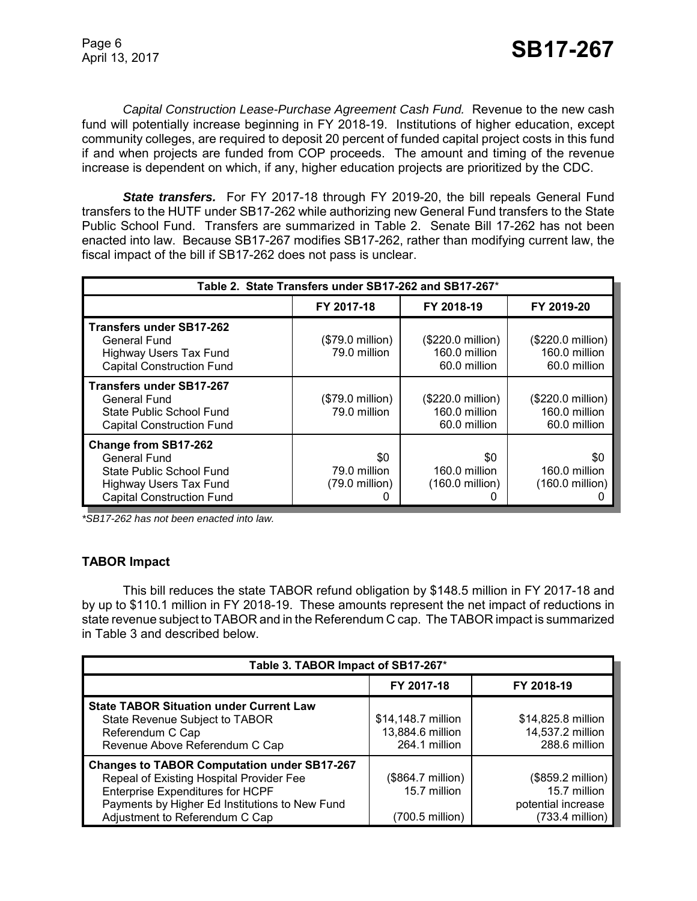*Capital Construction Lease-Purchase Agreement Cash Fund.* Revenue to the new cash fund will potentially increase beginning in FY 2018-19. Institutions of higher education, except community colleges, are required to deposit 20 percent of funded capital project costs in this fund if and when projects are funded from COP proceeds. The amount and timing of the revenue increase is dependent on which, if any, higher education projects are prioritized by the CDC.

***State transfers.*** For FY 2017-18 through FY 2019-20, the bill repeals General Fund transfers to the HUTF under SB17-262 while authorizing new General Fund transfers to the State Public School Fund. Transfers are summarized in Table 2. Senate Bill 17-262 has not been enacted into law. Because SB17-267 modifies SB17-262, rather than modifying current law, the fiscal impact of the bill if SB17-262 does not pass is unclear.

| Table 2. State Transfers under SB17-262 and SB17-267* | | | |
|---|---|---|---|
| | FY 2017-18 | FY 2018-19 | FY 2019-20 |
| **Transfers under SB17-262** | | | |
| General Fund | ($79.0 million) | ($220.0 million) | ($220.0 million) |
| Highway Users Tax Fund | 79.0 million | 160.0 million | 160.0 million |
| Capital Construction Fund | | 60.0 million | 60.0 million |
| **Transfers under SB17-267** | | | |
| General Fund | ($79.0 million) | ($220.0 million) | ($220.0 million) |
| State Public School Fund | 79.0 million | 160.0 million | 160.0 million |
| Capital Construction Fund | | 60.0 million | 60.0 million |
| **Change from SB17-262** | | | |
| General Fund | $0 | $0 | $0 |
| State Public School Fund | 79.0 million | 160.0 million | 160.0 million |
| Highway Users Tax Fund | (79.0 million) | (160.0 million) | (160.0 million) |
| Capital Construction Fund | 0 | 0 | 0 |

*\*SB17-262 has not been enacted into law.*

### TABOR Impact

This bill reduces the state TABOR refund obligation by $148.5 million in FY 2017-18 and by up to $110.1 million in FY 2018-19. These amounts represent the net impact of reductions in state revenue subject to TABOR and in the Referendum C cap. The TABOR impact is summarized in Table 3 and described below.

| Table 3. TABOR Impact of SB17-267* | | |
|---|---|---|
| | FY 2017-18 | FY 2018-19 |
| **State TABOR Situation under Current Law** | | |
| State Revenue Subject to TABOR | $14,148.7 million | $14,825.8 million |
| Referendum C Cap | 13,884.6 million | 14,537.2 million |
| Revenue Above Referendum C Cap | 264.1 million | 288.6 million |
| **Changes to TABOR Computation under SB17-267** | | |
| Repeal of Existing Hospital Provider Fee | ($864.7 million) | ($859.2 million) |
| Enterprise Expenditures for HCPF | 15.7 million | 15.7 million |
| Payments by Higher Ed Institutions to New Fund | | potential increase |
| Adjustment to Referendum C Cap | (700.5 million) | (733.4 million) |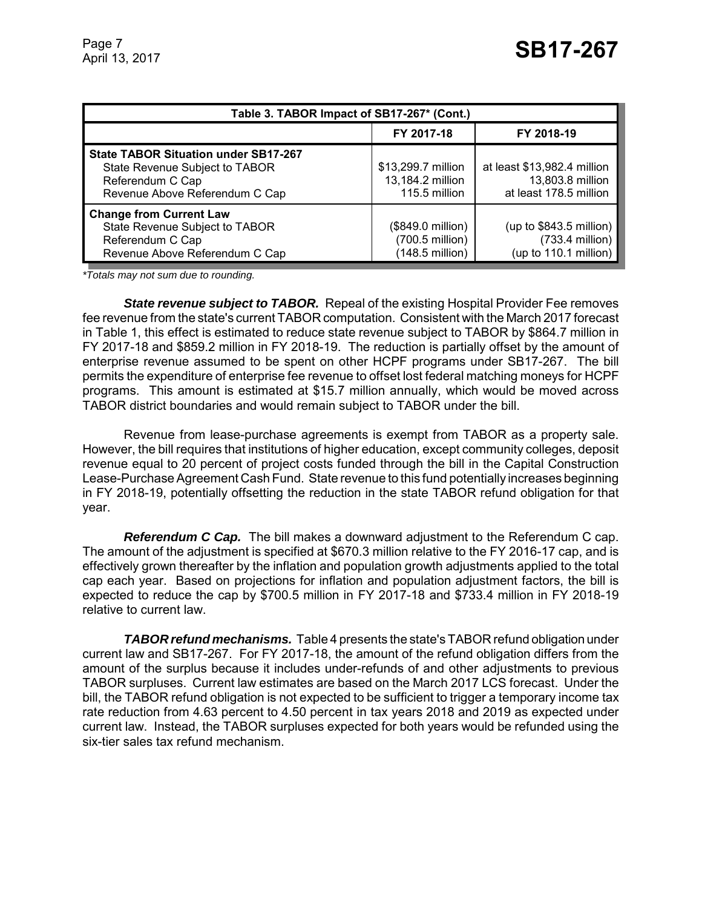| Table 3. TABOR Impact of SB17-267* (Cont.) | | |
|---|---|---|
| | FY 2017-18 | FY 2018-19 |
| **State TABOR Situation under SB17-267** | | |
| State Revenue Subject to TABOR | $13,299.7 million | at least $13,982.4 million |
| Referendum C Cap | 13,184.2 million | 13,803.8 million |
| Revenue Above Referendum C Cap | 115.5 million | at least 178.5 million |
| **Change from Current Law** | | |
| State Revenue Subject to TABOR | ($849.0 million) | (up to $843.5 million) |
| Referendum C Cap | (700.5 million) | (733.4 million) |
| Revenue Above Referendum C Cap | (148.5 million) | (up to 110.1 million) |

*\*Totals may not sum due to rounding.*

***State revenue subject to TABOR.*** Repeal of the existing Hospital Provider Fee removes fee revenue from the state's current TABOR computation. Consistent with the March 2017 forecast in Table 1, this effect is estimated to reduce state revenue subject to TABOR by $864.7 million in FY 2017-18 and $859.2 million in FY 2018-19. The reduction is partially offset by the amount of enterprise revenue assumed to be spent on other HCPF programs under SB17-267. The bill permits the expenditure of enterprise fee revenue to offset lost federal matching moneys for HCPF programs. This amount is estimated at $15.7 million annually, which would be moved across TABOR district boundaries and would remain subject to TABOR under the bill.

Revenue from lease-purchase agreements is exempt from TABOR as a property sale. However, the bill requires that institutions of higher education, except community colleges, deposit revenue equal to 20 percent of project costs funded through the bill in the Capital Construction Lease-Purchase Agreement Cash Fund. State revenue to this fund potentially increases beginning in FY 2018-19, potentially offsetting the reduction in the state TABOR refund obligation for that year.

***Referendum C Cap.*** The bill makes a downward adjustment to the Referendum C cap. The amount of the adjustment is specified at $670.3 million relative to the FY 2016-17 cap, and is effectively grown thereafter by the inflation and population growth adjustments applied to the total cap each year. Based on projections for inflation and population adjustment factors, the bill is expected to reduce the cap by $700.5 million in FY 2017-18 and $733.4 million in FY 2018-19 relative to current law.

***TABOR refund mechanisms.*** Table 4 presents the state's TABOR refund obligation under current law and SB17-267. For FY 2017-18, the amount of the refund obligation differs from the amount of the surplus because it includes under-refunds of and other adjustments to previous TABOR surpluses. Current law estimates are based on the March 2017 LCS forecast. Under the bill, the TABOR refund obligation is not expected to be sufficient to trigger a temporary income tax rate reduction from 4.63 percent to 4.50 percent in tax years 2018 and 2019 as expected under current law. Instead, the TABOR surpluses expected for both years would be refunded using the six-tier sales tax refund mechanism.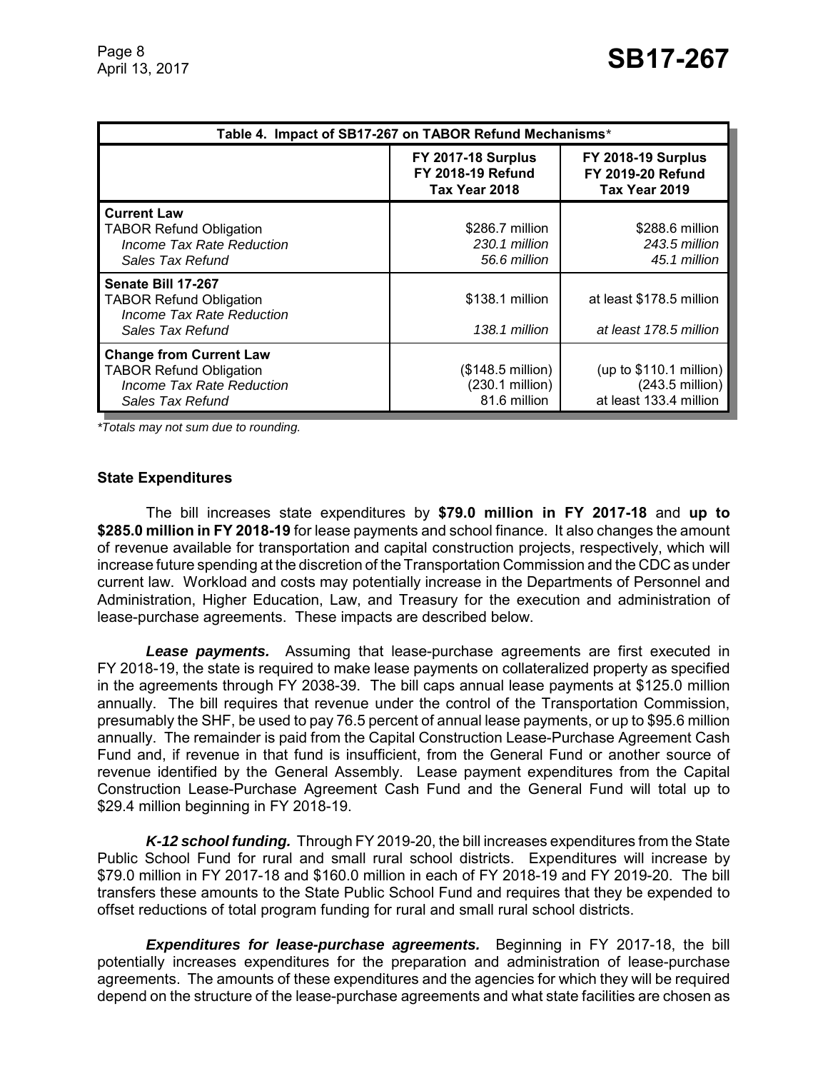| Table 4. Impact of SB17-267 on TABOR Refund Mechanisms* | | |
|---|---|---|
| | **FY 2017-18 Surplus FY 2018-19 Refund Tax Year 2018** | **FY 2018-19 Surplus FY 2019-20 Refund Tax Year 2019** |
| **Current Law** | | |
| TABOR Refund Obligation | $286.7 million | $288.6 million |
| *Income Tax Rate Reduction* | *230.1 million* | *243.5 million* |
| *Sales Tax Refund* | *56.6 million* | *45.1 million* |
| **Senate Bill 17-267** | | |
| TABOR Refund Obligation | $138.1 million | at least $178.5 million |
| *Income Tax Rate Reduction* | | |
| *Sales Tax Refund* | *138.1 million* | *at least 178.5 million* |
| **Change from Current Law** | | |
| TABOR Refund Obligation | ($148.5 million) | (up to $110.1 million) |
| *Income Tax Rate Reduction* | (230.1 million) | (243.5 million) |
| *Sales Tax Refund* | 81.6 million | at least 133.4 million |

*\*Totals may not sum due to rounding.*

**State Expenditures**

The bill increases state expenditures by **$79.0 million in FY 2017-18** and **up to $285.0 million in FY 2018-19** for lease payments and school finance. It also changes the amount of revenue available for transportation and capital construction projects, respectively, which will increase future spending at the discretion of the Transportation Commission and the CDC as under current law. Workload and costs may potentially increase in the Departments of Personnel and Administration, Higher Education, Law, and Treasury for the execution and administration of lease-purchase agreements. These impacts are described below.

***Lease payments.*** Assuming that lease-purchase agreements are first executed in FY 2018-19, the state is required to make lease payments on collateralized property as specified in the agreements through FY 2038-39. The bill caps annual lease payments at $125.0 million annually. The bill requires that revenue under the control of the Transportation Commission, presumably the SHF, be used to pay 76.5 percent of annual lease payments, or up to $95.6 million annually. The remainder is paid from the Capital Construction Lease-Purchase Agreement Cash Fund and, if revenue in that fund is insufficient, from the General Fund or another source of revenue identified by the General Assembly. Lease payment expenditures from the Capital Construction Lease-Purchase Agreement Cash Fund and the General Fund will total up to $29.4 million beginning in FY 2018-19.

***K-12 school funding.*** Through FY 2019-20, the bill increases expenditures from the State Public School Fund for rural and small rural school districts. Expenditures will increase by $79.0 million in FY 2017-18 and $160.0 million in each of FY 2018-19 and FY 2019-20. The bill transfers these amounts to the State Public School Fund and requires that they be expended to offset reductions of total program funding for rural and small rural school districts.

***Expenditures for lease-purchase agreements.*** Beginning in FY 2017-18, the bill potentially increases expenditures for the preparation and administration of lease-purchase agreements. The amounts of these expenditures and the agencies for which they will be required depend on the structure of the lease-purchase agreements and what state facilities are chosen as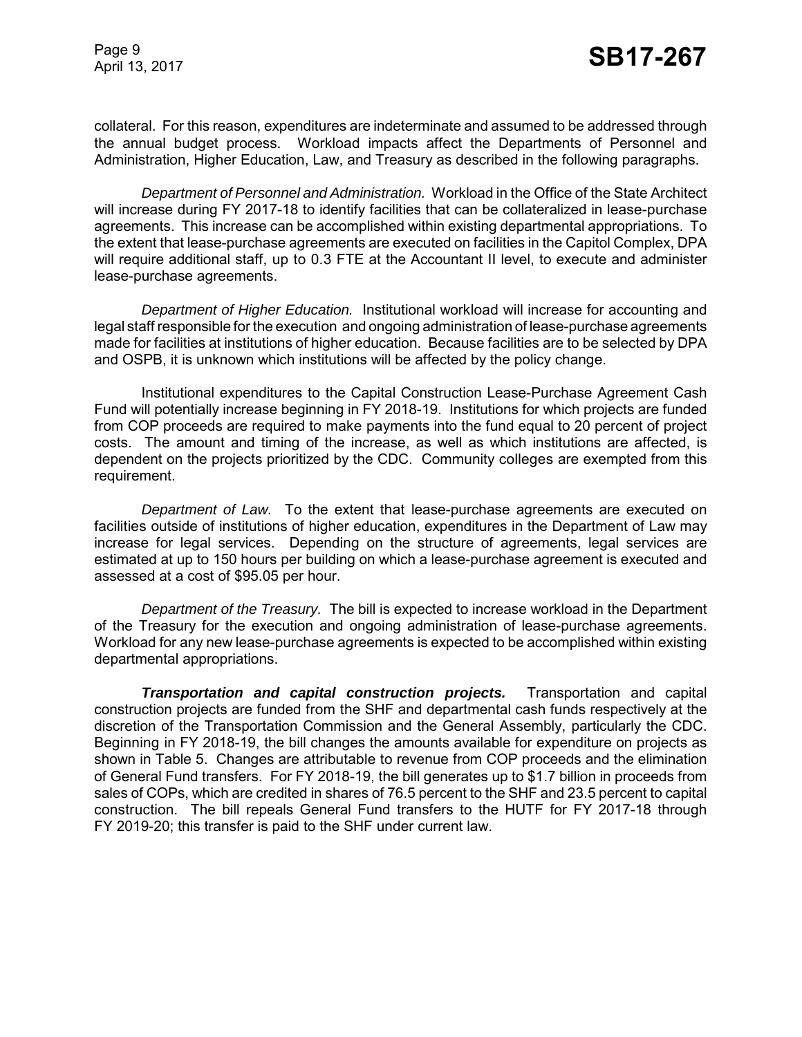collateral. For this reason, expenditures are indeterminate and assumed to be addressed through the annual budget process. Workload impacts affect the Departments of Personnel and Administration, Higher Education, Law, and Treasury as described in the following paragraphs.

*Department of Personnel and Administration.* Workload in the Office of the State Architect will increase during FY 2017-18 to identify facilities that can be collateralized in lease-purchase agreements. This increase can be accomplished within existing departmental appropriations. To the extent that lease-purchase agreements are executed on facilities in the Capitol Complex, DPA will require additional staff, up to 0.3 FTE at the Accountant II level, to execute and administer lease-purchase agreements.

*Department of Higher Education.* Institutional workload will increase for accounting and legal staff responsible for the execution and ongoing administration of lease-purchase agreements made for facilities at institutions of higher education. Because facilities are to be selected by DPA and OSPB, it is unknown which institutions will be affected by the policy change.

Institutional expenditures to the Capital Construction Lease-Purchase Agreement Cash Fund will potentially increase beginning in FY 2018-19. Institutions for which projects are funded from COP proceeds are required to make payments into the fund equal to 20 percent of project costs. The amount and timing of the increase, as well as which institutions are affected, is dependent on the projects prioritized by the CDC. Community colleges are exempted from this requirement.

*Department of Law.* To the extent that lease-purchase agreements are executed on facilities outside of institutions of higher education, expenditures in the Department of Law may increase for legal services. Depending on the structure of agreements, legal services are estimated at up to 150 hours per building on which a lease-purchase agreement is executed and assessed at a cost of $95.05 per hour.

*Department of the Treasury.* The bill is expected to increase workload in the Department of the Treasury for the execution and ongoing administration of lease-purchase agreements. Workload for any new lease-purchase agreements is expected to be accomplished within existing departmental appropriations.

***Transportation and capital construction projects.*** Transportation and capital construction projects are funded from the SHF and departmental cash funds respectively at the discretion of the Transportation Commission and the General Assembly, particularly the CDC. Beginning in FY 2018-19, the bill changes the amounts available for expenditure on projects as shown in Table 5. Changes are attributable to revenue from COP proceeds and the elimination of General Fund transfers. For FY 2018-19, the bill generates up to $1.7 billion in proceeds from sales of COPs, which are credited in shares of 76.5 percent to the SHF and 23.5 percent to capital construction. The bill repeals General Fund transfers to the HUTF for FY 2017-18 through FY 2019-20; this transfer is paid to the SHF under current law.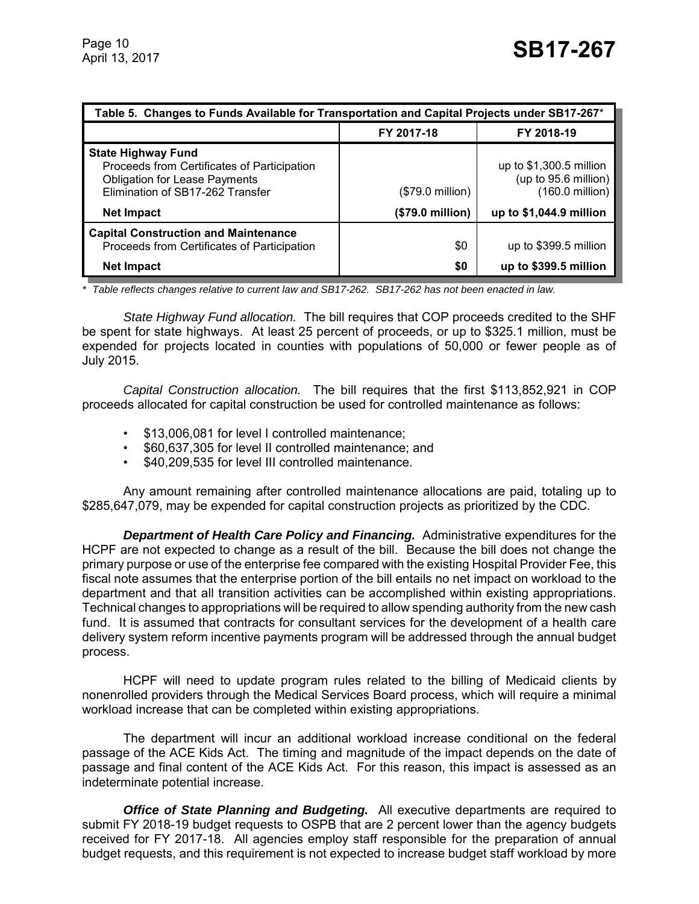**Table 5. Changes to Funds Available for Transportation and Capital Projects under SB17-267***

| | FY 2017-18 | FY 2018-19 |
|---|---|---|
| **State Highway Fund** | | |
| Proceeds from Certificates of Participation | | up to $1,300.5 million |
| Obligation for Lease Payments | | (up to 95.6 million) |
| Elimination of SB17-262 Transfer | ($79.0 million) | (160.0 million) |
| **Net Impact** | **($79.0 million)** | **up to $1,044.9 million** |
| **Capital Construction and Maintenance** | | |
| Proceeds from Certificates of Participation | $0 | up to $399.5 million |
| **Net Impact** | **$0** | **up to $399.5 million** |

*\* Table reflects changes relative to current law and SB17-262. SB17-262 has not been enacted in law.*

*State Highway Fund allocation.* The bill requires that COP proceeds credited to the SHF be spent for state highways. At least 25 percent of proceeds, or up to $325.1 million, must be expended for projects located in counties with populations of 50,000 or fewer people as of July 2015.

*Capital Construction allocation.* The bill requires that the first $113,852,921 in COP proceeds allocated for capital construction be used for controlled maintenance as follows:

- $13,006,081 for level I controlled maintenance;
- $60,637,305 for level II controlled maintenance; and
- $40,209,535 for level III controlled maintenance.

Any amount remaining after controlled maintenance allocations are paid, totaling up to $285,647,079, may be expended for capital construction projects as prioritized by the CDC.

***Department of Health Care Policy and Financing.*** Administrative expenditures for the HCPF are not expected to change as a result of the bill. Because the bill does not change the primary purpose or use of the enterprise fee compared with the existing Hospital Provider Fee, this fiscal note assumes that the enterprise portion of the bill entails no net impact on workload to the department and that all transition activities can be accomplished within existing appropriations. Technical changes to appropriations will be required to allow spending authority from the new cash fund. It is assumed that contracts for consultant services for the development of a health care delivery system reform incentive payments program will be addressed through the annual budget process.

HCPF will need to update program rules related to the billing of Medicaid clients by nonenrolled providers through the Medical Services Board process, which will require a minimal workload increase that can be completed within existing appropriations.

The department will incur an additional workload increase conditional on the federal passage of the ACE Kids Act. The timing and magnitude of the impact depends on the date of passage and final content of the ACE Kids Act. For this reason, this impact is assessed as an indeterminate potential increase.

***Office of State Planning and Budgeting.*** All executive departments are required to submit FY 2018-19 budget requests to OSPB that are 2 percent lower than the agency budgets received for FY 2017-18. All agencies employ staff responsible for the preparation of annual budget requests, and this requirement is not expected to increase budget staff workload by more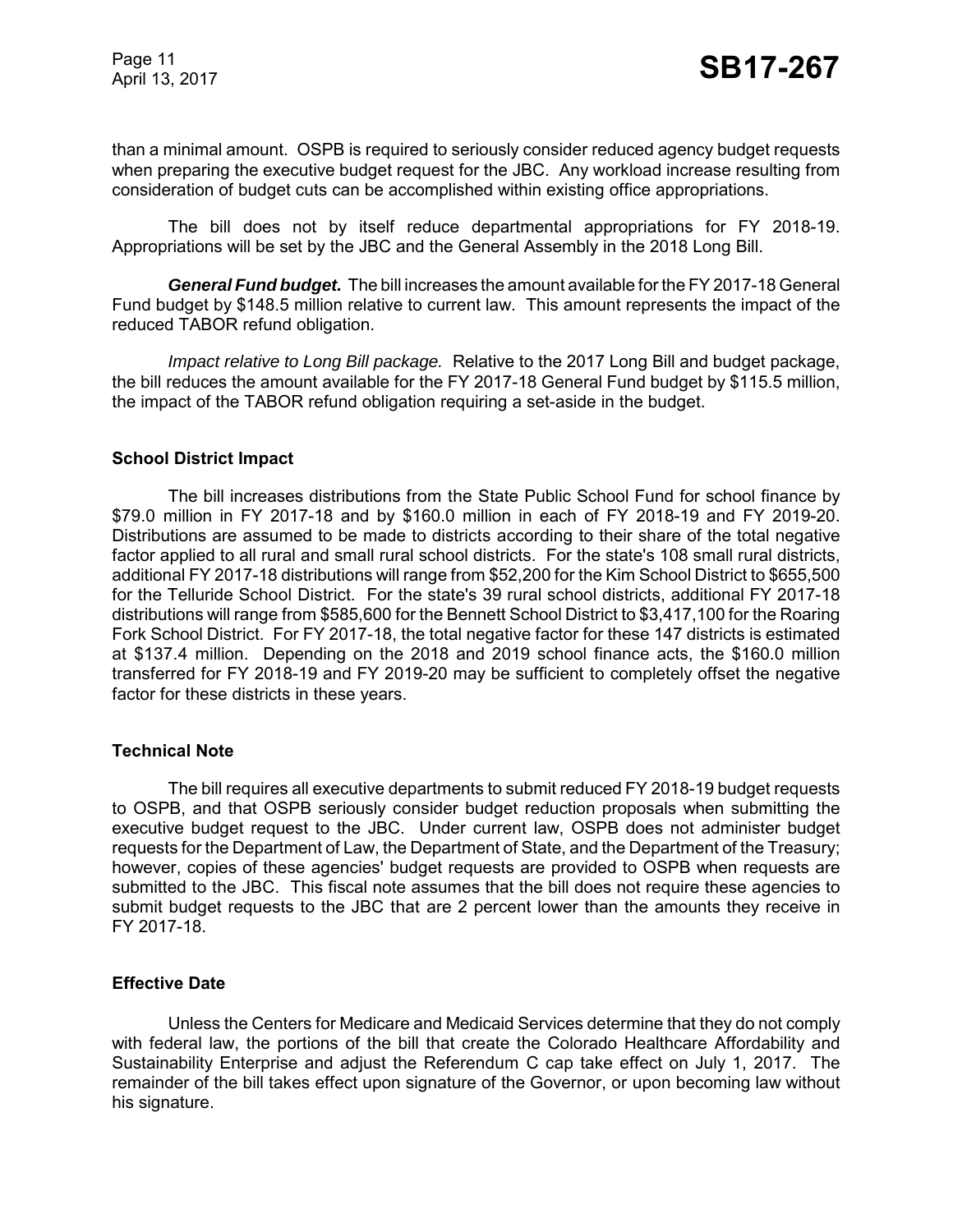than a minimal amount. OSPB is required to seriously consider reduced agency budget requests when preparing the executive budget request for the JBC. Any workload increase resulting from consideration of budget cuts can be accomplished within existing office appropriations.

The bill does not by itself reduce departmental appropriations for FY 2018-19. Appropriations will be set by the JBC and the General Assembly in the 2018 Long Bill.

***General Fund budget.*** The bill increases the amount available for the FY 2017-18 General Fund budget by $148.5 million relative to current law. This amount represents the impact of the reduced TABOR refund obligation.

*Impact relative to Long Bill package.* Relative to the 2017 Long Bill and budget package, the bill reduces the amount available for the FY 2017-18 General Fund budget by $115.5 million, the impact of the TABOR refund obligation requiring a set-aside in the budget.

### School District Impact

The bill increases distributions from the State Public School Fund for school finance by $79.0 million in FY 2017-18 and by $160.0 million in each of FY 2018-19 and FY 2019-20. Distributions are assumed to be made to districts according to their share of the total negative factor applied to all rural and small rural school districts. For the state's 108 small rural districts, additional FY 2017-18 distributions will range from $52,200 for the Kim School District to $655,500 for the Telluride School District. For the state's 39 rural school districts, additional FY 2017-18 distributions will range from $585,600 for the Bennett School District to $3,417,100 for the Roaring Fork School District. For FY 2017-18, the total negative factor for these 147 districts is estimated at $137.4 million. Depending on the 2018 and 2019 school finance acts, the $160.0 million transferred for FY 2018-19 and FY 2019-20 may be sufficient to completely offset the negative factor for these districts in these years.

### Technical Note

The bill requires all executive departments to submit reduced FY 2018-19 budget requests to OSPB, and that OSPB seriously consider budget reduction proposals when submitting the executive budget request to the JBC. Under current law, OSPB does not administer budget requests for the Department of Law, the Department of State, and the Department of the Treasury; however, copies of these agencies' budget requests are provided to OSPB when requests are submitted to the JBC. This fiscal note assumes that the bill does not require these agencies to submit budget requests to the JBC that are 2 percent lower than the amounts they receive in FY 2017-18.

### Effective Date

Unless the Centers for Medicare and Medicaid Services determine that they do not comply with federal law, the portions of the bill that create the Colorado Healthcare Affordability and Sustainability Enterprise and adjust the Referendum C cap take effect on July 1, 2017. The remainder of the bill takes effect upon signature of the Governor, or upon becoming law without his signature.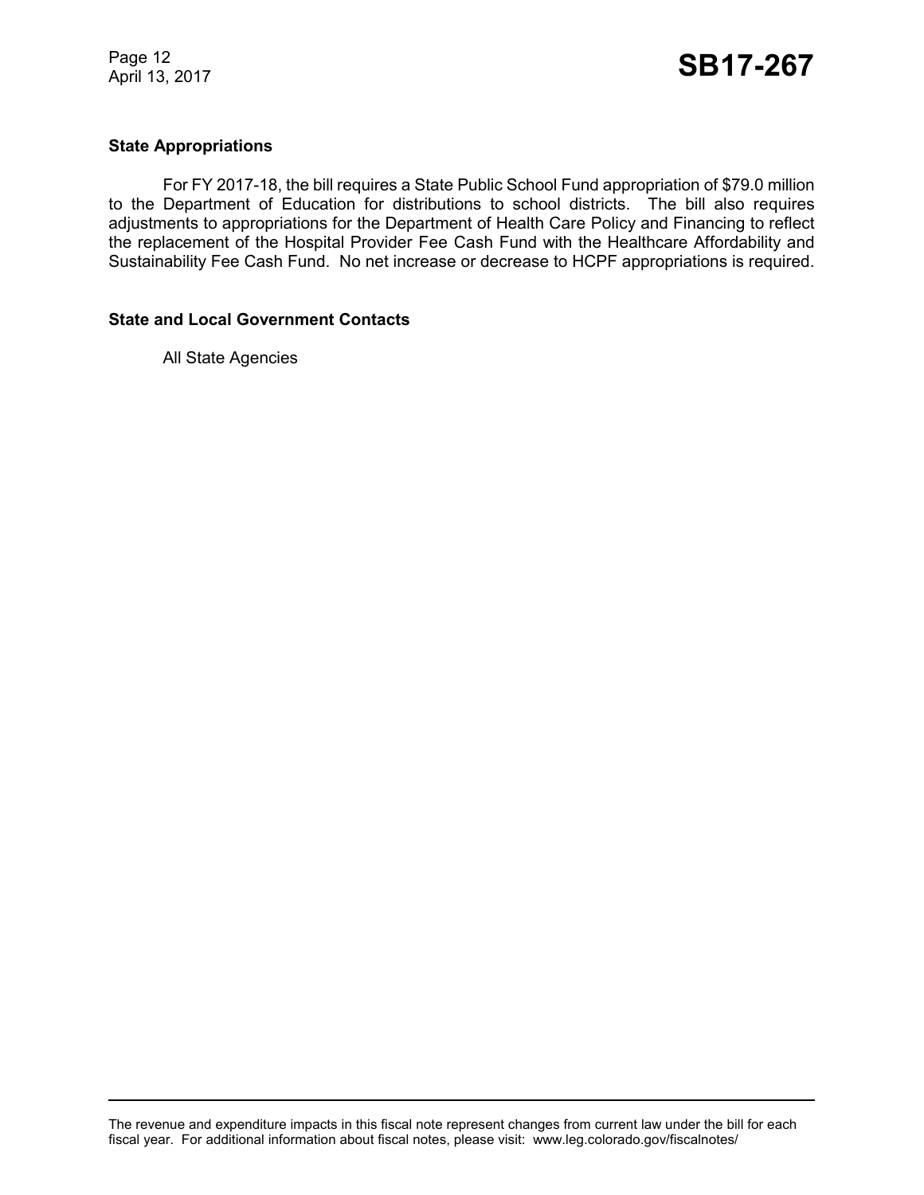### State Appropriations

For FY 2017-18, the bill requires a State Public School Fund appropriation of $79.0 million to the Department of Education for distributions to school districts. The bill also requires adjustments to appropriations for the Department of Health Care Policy and Financing to reflect the replacement of the Hospital Provider Fee Cash Fund with the Healthcare Affordability and Sustainability Fee Cash Fund. No net increase or decrease to HCPF appropriations is required.

### State and Local Government Contacts

All State Agencies

The revenue and expenditure impacts in this fiscal note represent changes from current law under the bill for each fiscal year. For additional information about fiscal notes, please visit: www.leg.colorado.gov/fiscalnotes/